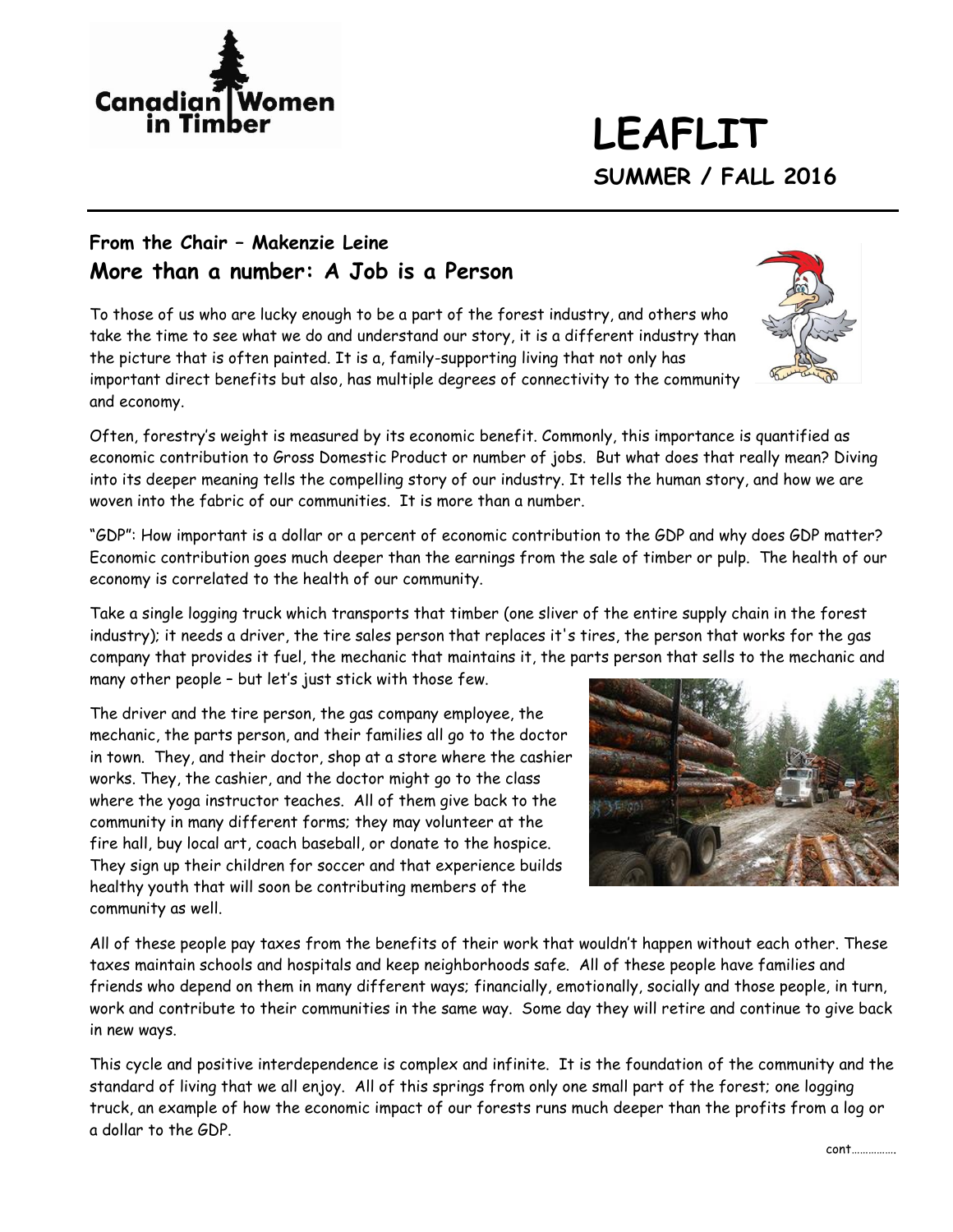Canadian Women in Timber

# LEAFLIT

## SUMMER / FALL 2016

### From the Chair – Makenzie Leine

### More than a number: A Job is a Person

To those of us who are lucky enough to be a part of the forest industry, and others who take the time to see what we do and understand our story, it is a different industry than the picture that is often painted. It is a, family-supporting living that not only has important direct benefits but also, has multiple degrees of connectivity to the community and economy.

Often, forestry's weight is measured by its economic benefit. Commonly, this importance is quantified as economic contribution to Gross Domestic Product or number of jobs. But what does that really mean? Diving into its deeper meaning tells the compelling story of our industry. It tells the human story, and how we are woven into the fabric of our communities. It is more than a number.

"GDP": How important is a dollar or a percent of economic contribution to the GDP and why does GDP matter? Economic contribution goes much deeper than the earnings from the sale of timber or pulp. The health of our economy is correlated to the health of our community.

Take a single logging truck which transports that timber (one sliver of the entire supply chain in the forest industry); it needs a driver, the tire sales person that replaces it's tires, the person that works for the gas company that provides it fuel, the mechanic that maintains it, the parts person that sells to the mechanic and many other people – but let's just stick with those few.

The driver and the tire person, the gas company employee, the mechanic, the parts person, and their families all go to the doctor in town. They, and their doctor, shop at a store where the cashier works. They, the cashier, and the doctor might go to the class where the yoga instructor teaches. All of them give back to the community in many different forms; they may volunteer at the fire hall, buy local art, coach baseball, or donate to the hospice. They sign up their children for soccer and that experience builds healthy youth that will soon be contributing members of the community as well.

All of these people pay taxes from the benefits of their work that wouldn't happen without each other. These taxes maintain schools and hospitals and keep neighborhoods safe. All of these people have families and friends who depend on them in many different ways; financially, emotionally, socially and those people, in turn, work and contribute to their communities in the same way. Some day they will retire and continue to give back in new ways.

This cycle and positive interdependence is complex and infinite. It is the foundation of the community and the standard of living that we all enjoy. All of this springs from only one small part of the forest; one logging truck, an example of how the economic impact of our forests runs much deeper than the profits from a log or a dollar to the GDP.

cont…………….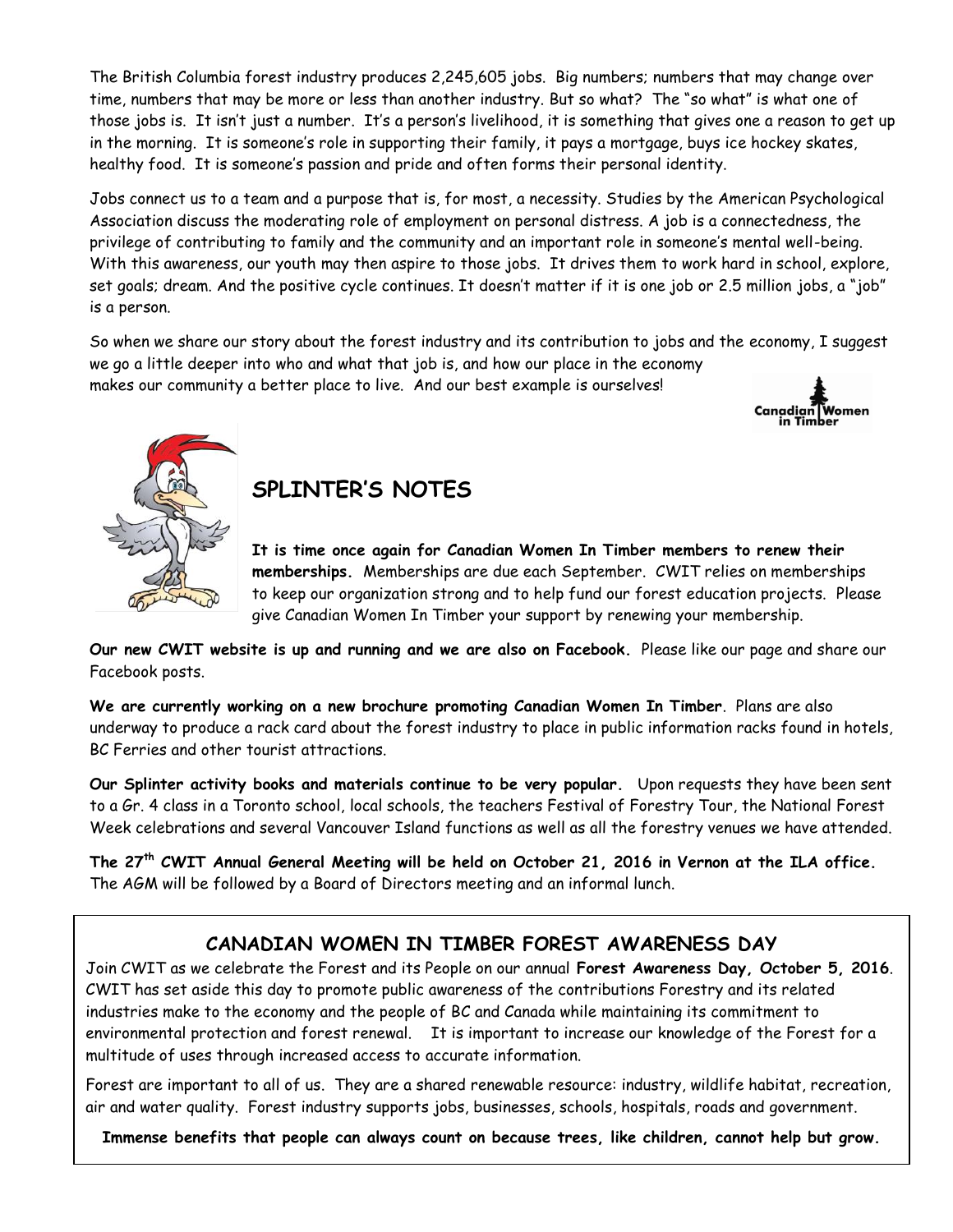The British Columbia forest industry produces 2,245,605 jobs. Big numbers; numbers that may change over time, numbers that may be more or less than another industry. But so what? The "so what" is what one of those jobs is. It isn't just a number. It's a person's livelihood, it is something that gives one a reason to get up in the morning. It is someone's role in supporting their family, it pays a mortgage, buys ice hockey skates, healthy food. It is someone's passion and pride and often forms their personal identity.

Jobs connect us to a team and a purpose that is, for most, a necessity. Studies by the American Psychological Association discuss the moderating role of employment on personal distress. A job is a connectedness, the privilege of contributing to family and the community and an important role in someone's mental well-being. With this awareness, our youth may then aspire to those jobs. It drives them to work hard in school, explore, set goals; dream. And the positive cycle continues. It doesn't matter if it is one job or 2.5 million jobs, a "job" is a person.

So when we share our story about the forest industry and its contribution to jobs and the economy, I suggest we go a little deeper into who and what that job is, and how our place in the economy makes our community a better place to live. And our best example is ourselves!

Canadian Women in Timber

## SPLINTER'S NOTES

**It is time once again for Canadian Women In Timber members to renew their memberships.** Memberships are due each September. CWIT relies on memberships to keep our organization strong and to help fund our forest education projects. Please give Canadian Women In Timber your support by renewing your membership.

**Our new CWIT website is up and running and we are also on Facebook.** Please like our page and share our Facebook posts.

**We are currently working on a new brochure promoting Canadian Women In Timber**. Plans are also underway to produce a rack card about the forest industry to place in public information racks found in hotels, BC Ferries and other tourist attractions.

**Our Splinter activity books and materials continue to be very popular.** Upon requests they have been sent to a Gr. 4 class in a Toronto school, local schools, the teachers Festival of Forestry Tour, the National Forest Week celebrations and several Vancouver Island functions as well as all the forestry venues we have attended.

**The 27th CWIT Annual General Meeting will be held on October 21, 2016 in Vernon at the ILA office.** The AGM will be followed by a Board of Directors meeting and an informal lunch.

## CANADIAN WOMEN IN TIMBER FOREST AWARENESS DAY

Join CWIT as we celebrate the Forest and its People on our annual **Forest Awareness Day, October 5, 2016**. CWIT has set aside this day to promote public awareness of the contributions Forestry and its related industries make to the economy and the people of BC and Canada while maintaining its commitment to environmental protection and forest renewal. It is important to increase our knowledge of the Forest for a multitude of uses through increased access to accurate information.

Forest are important to all of us. They are a shared renewable resource: industry, wildlife habitat, recreation, air and water quality. Forest industry supports jobs, businesses, schools, hospitals, roads and government.

**Immense benefits that people can always count on because trees, like children, cannot help but grow.**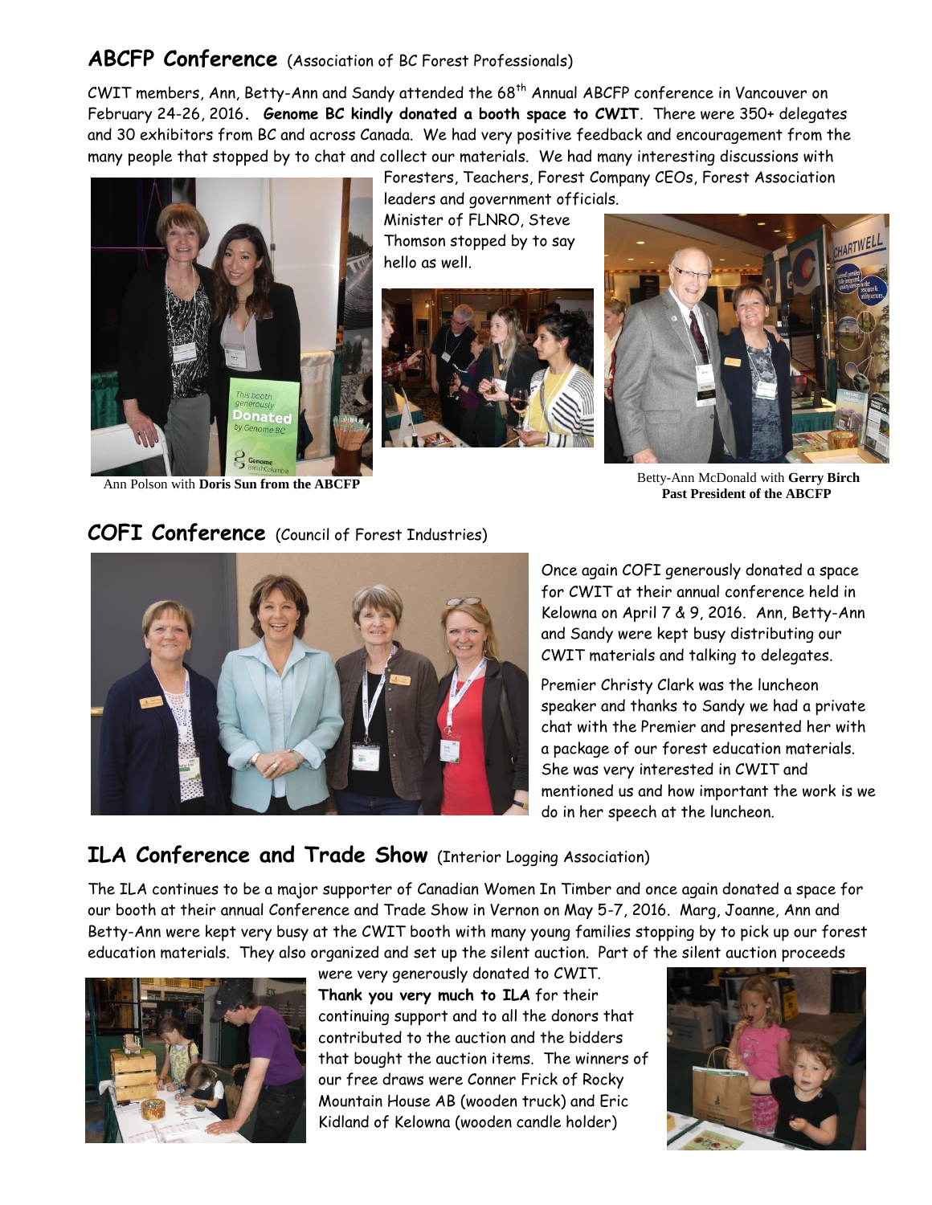## ABCFP Conference (Association of BC Forest Professionals)

CWIT members, Ann, Betty-Ann and Sandy attended the 68th Annual ABCFP conference in Vancouver on February 24-26, 2016. **Genome BC kindly donated a booth space to CWIT**. There were 350+ delegates and 30 exhibitors from BC and across Canada. We had very positive feedback and encouragement from the many people that stopped by to chat and collect our materials. We had many interesting discussions with Foresters, Teachers, Forest Company CEOs, Forest Association leaders and government officials.

Minister of FLNRO, Steve Thomson stopped by to say hello as well.

Ann Polson with **Doris Sun from the ABCFP**

Betty-Ann McDonald with **Gerry Birch Past President of the ABCFP**

## COFI Conference (Council of Forest Industries)

Once again COFI generously donated a space for CWIT at their annual conference held in Kelowna on April 7 & 9, 2016. Ann, Betty-Ann and Sandy were kept busy distributing our CWIT materials and talking to delegates.

Premier Christy Clark was the luncheon speaker and thanks to Sandy we had a private chat with the Premier and presented her with a package of our forest education materials. She was very interested in CWIT and mentioned us and how important the work is we do in her speech at the luncheon.

## ILA Conference and Trade Show (Interior Logging Association)

The ILA continues to be a major supporter of Canadian Women In Timber and once again donated a space for our booth at their annual Conference and Trade Show in Vernon on May 5-7, 2016. Marg, Joanne, Ann and Betty-Ann were kept very busy at the CWIT booth with many young families stopping by to pick up our forest education materials. They also organized and set up the silent auction. Part of the silent auction proceeds were very generously donated to CWIT. **Thank you very much to ILA** for their continuing support and to all the donors that contributed to the auction and the bidders that bought the auction items. The winners of our free draws were Conner Frick of Rocky Mountain House AB (wooden truck) and Eric Kidland of Kelowna (wooden candle holder)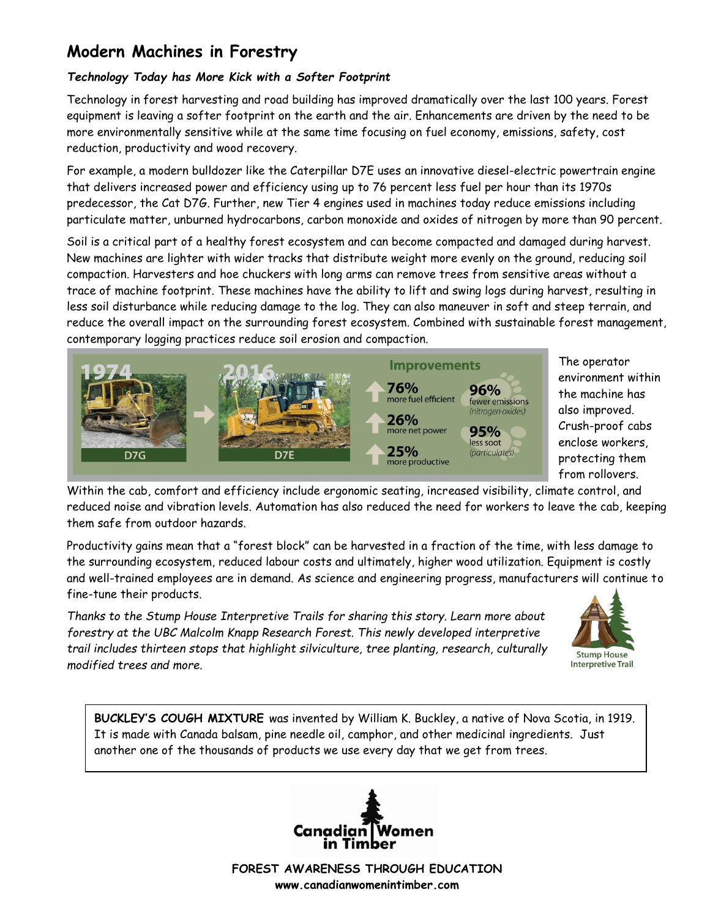## Modern Machines in Forestry

***Technology Today has More Kick with a Softer Footprint***

Technology in forest harvesting and road building has improved dramatically over the last 100 years. Forest equipment is leaving a softer footprint on the earth and the air. Enhancements are driven by the need to be more environmentally sensitive while at the same time focusing on fuel economy, emissions, safety, cost reduction, productivity and wood recovery.

For example, a modern bulldozer like the Caterpillar D7E uses an innovative diesel-electric powertrain engine that delivers increased power and efficiency using up to 76 percent less fuel per hour than its 1970s predecessor, the Cat D7G. Further, new Tier 4 engines used in machines today reduce emissions including particulate matter, unburned hydrocarbons, carbon monoxide and oxides of nitrogen by more than 90 percent.

Soil is a critical part of a healthy forest ecosystem and can become compacted and damaged during harvest. New machines are lighter with wider tracks that distribute weight more evenly on the ground, reducing soil compaction. Harvesters and hoe chuckers with long arms can remove trees from sensitive areas without a trace of machine footprint. These machines have the ability to lift and swing logs during harvest, resulting in less soil disturbance while reducing damage to the log. They can also maneuver in soft and steep terrain, and reduce the overall impact on the surrounding forest ecosystem. Combined with sustainable forest management, contemporary logging practices reduce soil erosion and compaction.

1974
D7G
2016
D7E
Improvements
76% more fuel efficient
26% more net power
25% more productive
96% fewer emissions (nitrogen oxides)
95% less soot (particulates)

The operator environment within the machine has also improved. Crush-proof cabs enclose workers, protecting them from rollovers. Within the cab, comfort and efficiency include ergonomic seating, increased visibility, climate control, and reduced noise and vibration levels. Automation has also reduced the need for workers to leave the cab, keeping them safe from outdoor hazards.

Productivity gains mean that a "forest block" can be harvested in a fraction of the time, with less damage to the surrounding ecosystem, reduced labour costs and ultimately, higher wood utilization. Equipment is costly and well-trained employees are in demand. As science and engineering progress, manufacturers will continue to fine-tune their products.

*Thanks to the Stump House Interpretive Trails for sharing this story. Learn more about forestry at the UBC Malcolm Knapp Research Forest. This newly developed interpretive trail includes thirteen stops that highlight silviculture, tree planting, research, culturally modified trees and more.*

Stump House Interpretive Trail

**BUCKLEY'S COUGH MIXTURE** was invented by William K. Buckley, a native of Nova Scotia, in 1919. It is made with Canada balsam, pine needle oil, camphor, and other medicinal ingredients. Just another one of the thousands of products we use every day that we get from trees.

Canadian Women in Timber

**FOREST AWARENESS THROUGH EDUCATION**
**www.canadianwomenintimber.com**